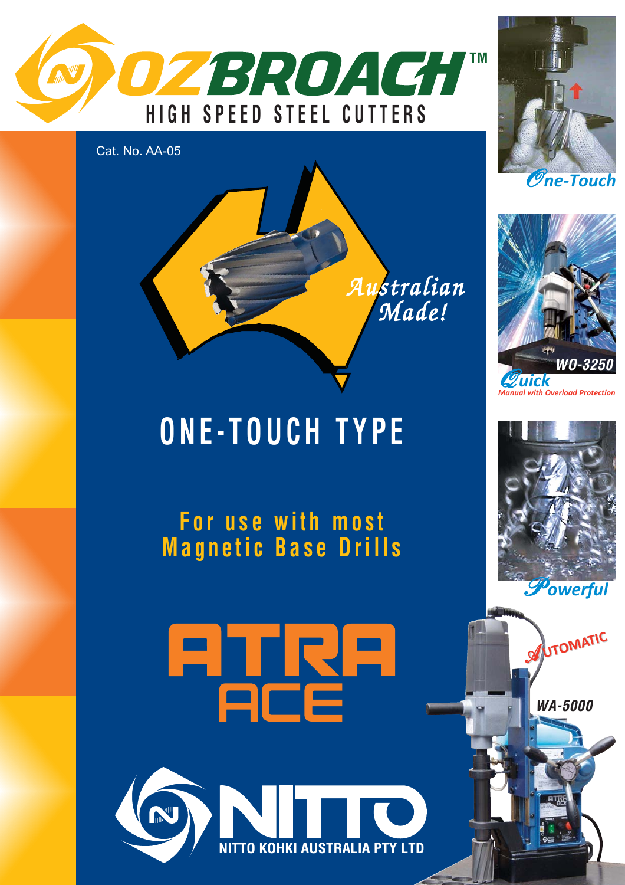# OZBROACH™

## HIGH SPEED STEEL CUTTERS

Cat. No. AA-05

*Australian Made!*

# ONE-TOUCH TYPE

## For use with most Magnetic Base Drills

ATRA ACE

NITTO

NITTO KOHKI AUSTRALIA PTY LTD

*One-Touch*

WO-3250

*Quick*

*Manual with Overload Protection*

*Powerful*

*AUTOMATIC*

WA-5000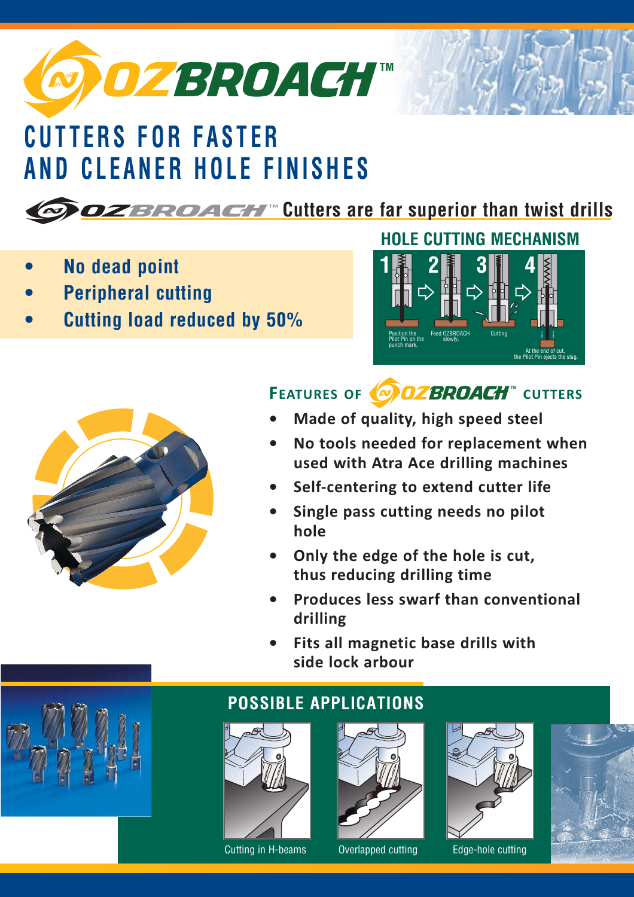# OZBROACH™

## CUTTERS FOR FASTER AND CLEANER HOLE FINISHES

**OZBROACH™ Cutters are far superior than twist drills**

- **No dead point**
- **Peripheral cutting**
- **Cutting load reduced by 50%**

### HOLE CUTTING MECHANISM

1 Position the Pilot Pin on the punch mark.

2 Feed OZBROACH slowly.

3 Cutting

4 At the end of cut, the Pilot Pin ejects the slug.

### FEATURES OF OZBROACH™ CUTTERS

- **Made of quality, high speed steel**
- **No tools needed for replacement when used with Atra Ace drilling machines**
- **Self-centering to extend cutter life**
- **Single pass cutting needs no pilot hole**
- **Only the edge of the hole is cut, thus reducing drilling time**
- **Produces less swarf than conventional drilling**
- **Fits all magnetic base drills with side lock arbour**

### POSSIBLE APPLICATIONS

Cutting in H-beams

Overlapped cutting

Edge-hole cutting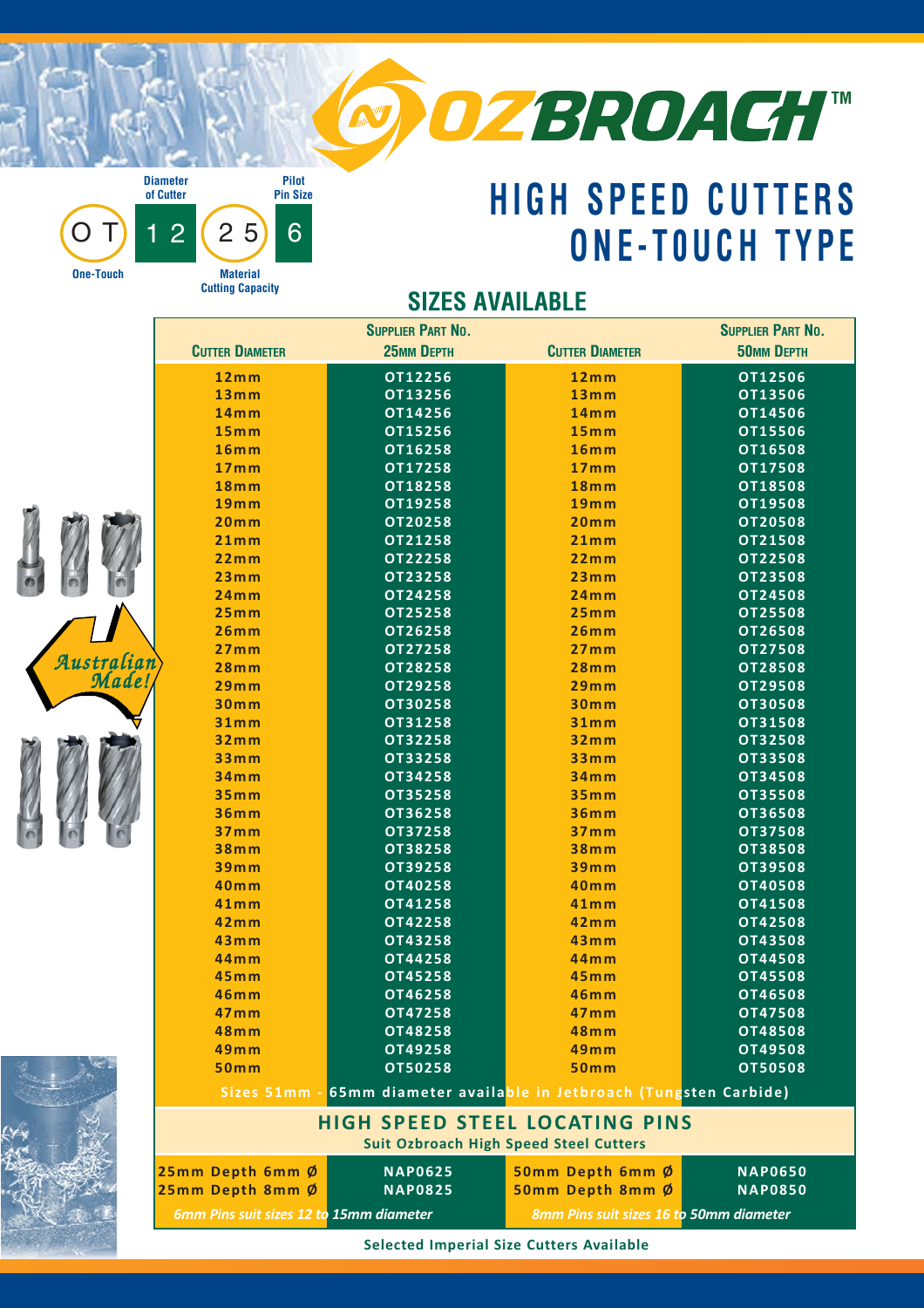# OZBROACH™

OT 12 25 6

Diameter of Cutter · Pilot Pin Size · One-Touch · Material Cutting Capacity

# HIGH SPEED CUTTERS ONE-TOUCH TYPE

## SIZES AVAILABLE

| Cutter Diameter | Supplier Part No. 25mm Depth | Cutter Diameter | Supplier Part No. 50mm Depth |
|---|---|---|---|
| 12mm | OT12256 | 12mm | OT12506 |
| 13mm | OT13256 | 13mm | OT13506 |
| 14mm | OT14256 | 14mm | OT14506 |
| 15mm | OT15256 | 15mm | OT15506 |
| 16mm | OT16258 | 16mm | OT16508 |
| 17mm | OT17258 | 17mm | OT17508 |
| 18mm | OT18258 | 18mm | OT18508 |
| 19mm | OT19258 | 19mm | OT19508 |
| 20mm | OT20258 | 20mm | OT20508 |
| 21mm | OT21258 | 21mm | OT21508 |
| 22mm | OT22258 | 22mm | OT22508 |
| 23mm | OT23258 | 23mm | OT23508 |
| 24mm | OT24258 | 24mm | OT24508 |
| 25mm | OT25258 | 25mm | OT25508 |
| 26mm | OT26258 | 26mm | OT26508 |
| 27mm | OT27258 | 27mm | OT27508 |
| 28mm | OT28258 | 28mm | OT28508 |
| 29mm | OT29258 | 29mm | OT29508 |
| 30mm | OT30258 | 30mm | OT30508 |
| 31mm | OT31258 | 31mm | OT31508 |
| 32mm | OT32258 | 32mm | OT32508 |
| 33mm | OT33258 | 33mm | OT33508 |
| 34mm | OT34258 | 34mm | OT34508 |
| 35mm | OT35258 | 35mm | OT35508 |
| 36mm | OT36258 | 36mm | OT36508 |
| 37mm | OT37258 | 37mm | OT37508 |
| 38mm | OT38258 | 38mm | OT38508 |
| 39mm | OT39258 | 39mm | OT39508 |
| 40mm | OT40258 | 40mm | OT40508 |
| 41mm | OT41258 | 41mm | OT41508 |
| 42mm | OT42258 | 42mm | OT42508 |
| 43mm | OT43258 | 43mm | OT43508 |
| 44mm | OT44258 | 44mm | OT44508 |
| 45mm | OT45258 | 45mm | OT45508 |
| 46mm | OT46258 | 46mm | OT46508 |
| 47mm | OT47258 | 47mm | OT47508 |
| 48mm | OT48258 | 48mm | OT48508 |
| 49mm | OT49258 | 49mm | OT49508 |
| 50mm | OT50258 | 50mm | OT50508 |

Sizes 51mm - 65mm diameter available in Jetbroach (Tungsten Carbide)

Australian Made!

### HIGH SPEED STEEL LOCATING PINS

Suit Ozbroach High Speed Steel Cutters

| | | | |
|---|---|---|---|
| 25mm Depth 6mm Ø | NAP0625 | 50mm Depth 6mm Ø | NAP0650 |
| 25mm Depth 8mm Ø | NAP0825 | 50mm Depth 8mm Ø | NAP0850 |

*6mm Pins suit sizes 12 to 15mm diameter* · *8mm Pins suit sizes 16 to 50mm diameter*

**Selected Imperial Size Cutters Available**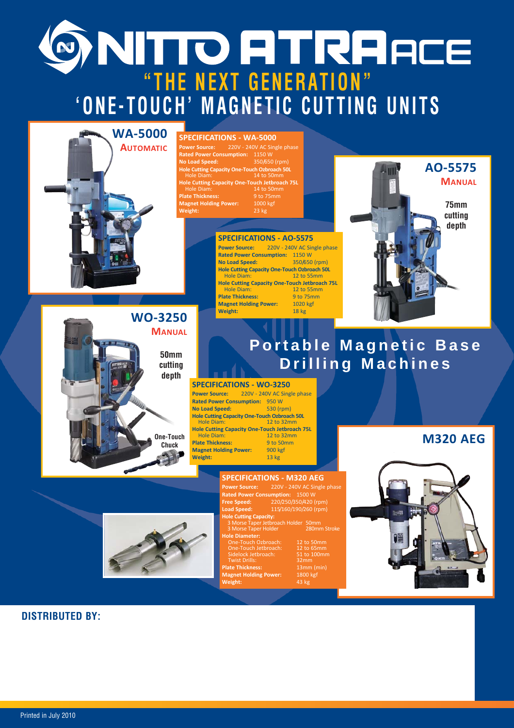# NITTO ATRA ACE

## "THE NEXT GENERATION"

## 'ONE-TOUCH' MAGNETIC CUTTING UNITS

### WA-5000

**AUTOMATIC**

#### SPECIFICATIONS - WA-5000

| | |
|---|---|
| **Power Source:** | 220V - 240V AC Single phase |
| **Rated Power Consumption:** | 1150 W |
| **No Load Speed:** | 350/650 (rpm) |
| **Hole Cutting Capacity One-Touch Ozbroach 50L** | |
| Hole Diam: | 14 to 50mm |
| **Hole Cutting Capacity One-Touch Jetbroach 75L** | |
| Hole Diam: | 14 to 50mm |
| **Plate Thickness:** | 9 to 75mm |
| **Magnet Holding Power:** | 1000 kgf |
| **Weight:** | 23 kg |

### AO-5575

**MANUAL**

75mm cutting depth

#### SPECIFICATIONS - AO-5575

| | |
|---|---|
| **Power Source:** | 220V - 240V AC Single phase |
| **Rated Power Consumption:** | 1150 W |
| **No Load Speed:** | 350/650 (rpm) |
| **Hole Cutting Capacity One-Touch Ozbroach 50L** | |
| Hole Diam: | 12 to 55mm |
| **Hole Cutting Capacity One-Touch Jetbroach 75L** | |
| Hole Diam: | 12 to 55mm |
| **Plate Thickness:** | 9 to 75mm |
| **Magnet Holding Power:** | 1020 kgf |
| **Weight:** | 18 kg |

### WO-3250

**MANUAL**

50mm cutting depth

One-Touch Chuck

## Portable Magnetic Base Drilling Machines

#### SPECIFICATIONS - WO-3250

| | |
|---|---|
| **Power Source:** | 220V - 240V AC Single phase |
| **Rated Power Consumption:** | 950 W |
| **No Load Speed:** | 530 (rpm) |
| **Hole Cutting Capacity One-Touch Ozbroach 50L** | |
| Hole Diam: | 12 to 32mm |
| **Hole Cutting Capacity One-Touch Jetbroach 75L** | |
| Hole Diam: | 12 to 32mm |
| **Plate Thickness:** | 9 to 50mm |
| **Magnet Holding Power:** | 900 kgf |
| **Weight:** | 13 kg |

### M320 AEG

#### SPECIFICATIONS - M320 AEG

| | |
|---|---|
| **Power Source:** | 220V - 240V AC Single phase |
| **Rated Power Consumption:** | 1500 W |
| **Free Speed:** | 220/250/350/420 (rpm) |
| **Load Speed:** | 115/160/190/260 (rpm) |
| **Hole Cutting Capacity:** | |
| 3 Morse Taper Jetbroach Holder | 50mm |
| 3 Morse Taper Holder | 280mm Stroke |
| **Hole Diameter:** | |
| One-Touch Ozbroach: | 12 to 50mm |
| One-Touch Jetbroach: | 12 to 65mm |
| Sidelock Jetbroach: | 51 to 100mm |
| Twist Drills: | 32mm |
| **Plate Thickness:** | 13mm (min) |
| **Magnet Holding Power:** | 1800 kgf |
| **Weight:** | 43 kg |

**DISTRIBUTED BY:**

Printed in July 2010